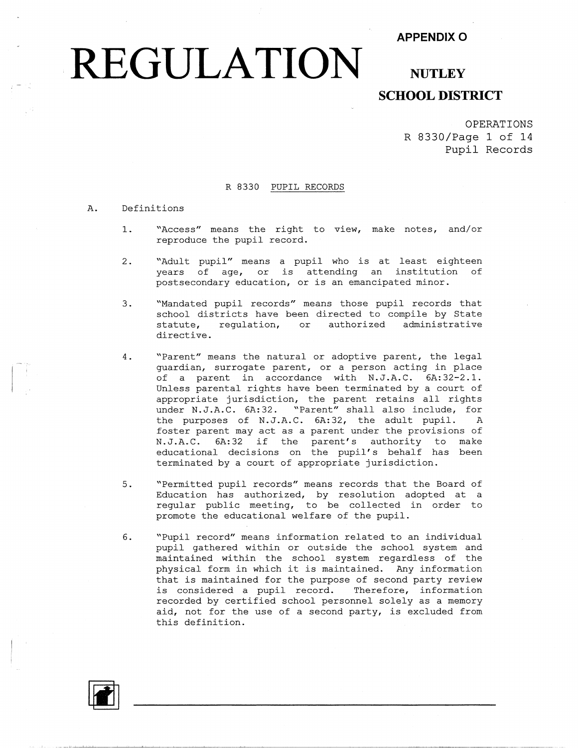# REGULATION

**APPENDIX O**

**NUTLEY SCHOOL DISTRICT**

OPERATIONS
R 8330/Page 1 of 14
Pupil Records

## R 8330 PUPIL RECORDS

A. Definitions

1. "Access" means the right to view, make notes, and/or reproduce the pupil record.

2. "Adult pupil" means a pupil who is at least eighteen years of age, or is attending an institution of postsecondary education, or is an emancipated minor.

3. "Mandated pupil records" means those pupil records that school districts have been directed to compile by State statute, regulation, or authorized administrative directive.

4. "Parent" means the natural or adoptive parent, the legal guardian, surrogate parent, or a person acting in place of a parent in accordance with N.J.A.C. 6A:32-2.1. Unless parental rights have been terminated by a court of appropriate jurisdiction, the parent retains all rights under N.J.A.C. 6A:32. "Parent" shall also include, for the purposes of N.J.A.C. 6A:32, the adult pupil. A foster parent may act as a parent under the provisions of N.J.A.C. 6A:32 if the parent's authority to make educational decisions on the pupil's behalf has been terminated by a court of appropriate jurisdiction.

5. "Permitted pupil records" means records that the Board of Education has authorized, by resolution adopted at a regular public meeting, to be collected in order to promote the educational welfare of the pupil.

6. "Pupil record" means information related to an individual pupil gathered within or outside the school system and maintained within the school system regardless of the physical form in which it is maintained. Any information that is maintained for the purpose of second party review is considered a pupil record. Therefore, information recorded by certified school personnel solely as a memory aid, not for the use of a second party, is excluded from this definition.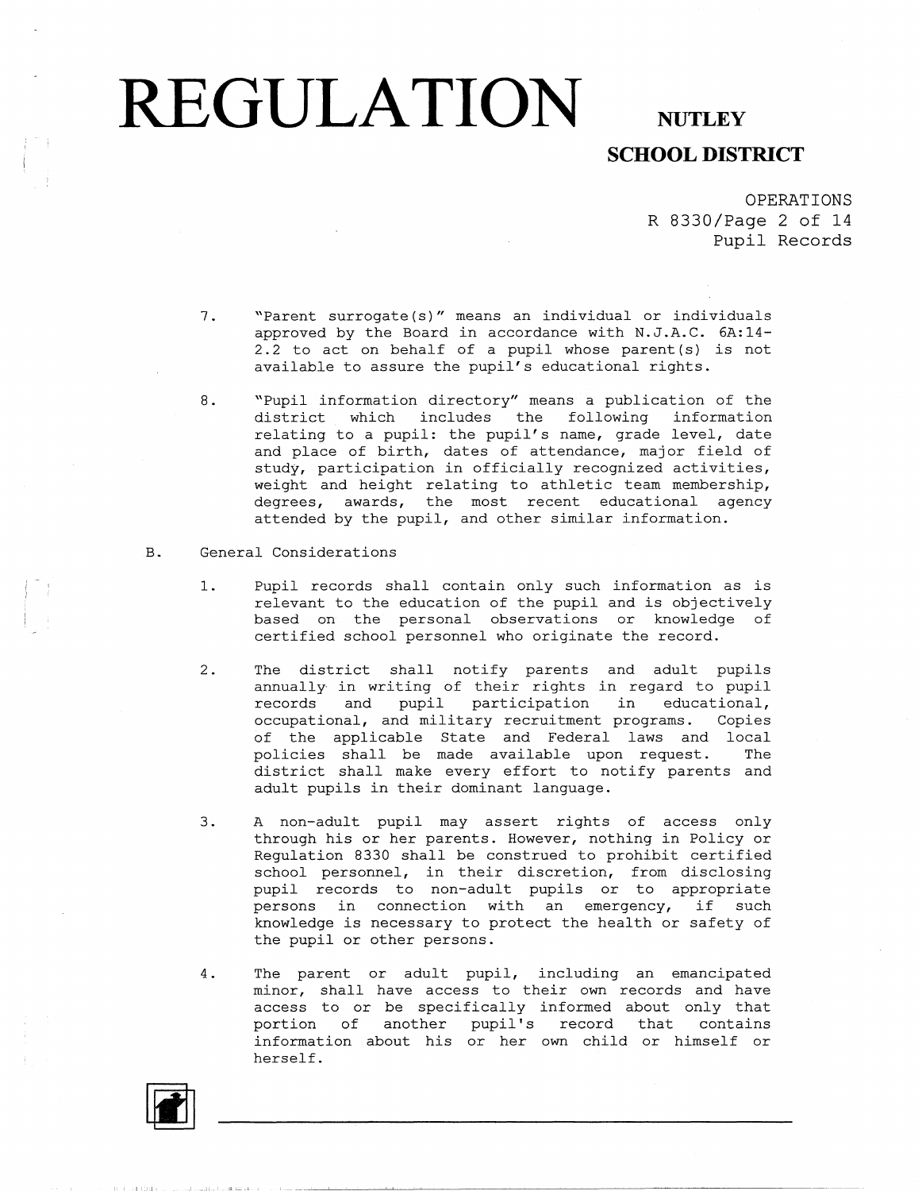7. "Parent surrogate(s)" means an individual or individuals approved by the Board in accordance with N.J.A.C. 6A:14-2.2 to act on behalf of a pupil whose parent(s) is not available to assure the pupil's educational rights.

8. "Pupil information directory" means a publication of the district which includes the following information relating to a pupil: the pupil's name, grade level, date and place of birth, dates of attendance, major field of study, participation in officially recognized activities, weight and height relating to athletic team membership, degrees, awards, the most recent educational agency attended by the pupil, and other similar information.

B. General Considerations

1. Pupil records shall contain only such information as is relevant to the education of the pupil and is objectively based on the personal observations or knowledge of certified school personnel who originate the record.

2. The district shall notify parents and adult pupils annually in writing of their rights in regard to pupil records and pupil participation in educational, occupational, and military recruitment programs. Copies of the applicable State and Federal laws and local policies shall be made available upon request. The district shall make every effort to notify parents and adult pupils in their dominant language.

3. A non-adult pupil may assert rights of access only through his or her parents. However, nothing in Policy or Regulation 8330 shall be construed to prohibit certified school personnel, in their discretion, from disclosing pupil records to non-adult pupils or to appropriate persons in connection with an emergency, if such knowledge is necessary to protect the health or safety of the pupil or other persons.

4. The parent or adult pupil, including an emancipated minor, shall have access to their own records and have access to or be specifically informed about only that portion of another pupil's record that contains information about his or her own child or himself or herself.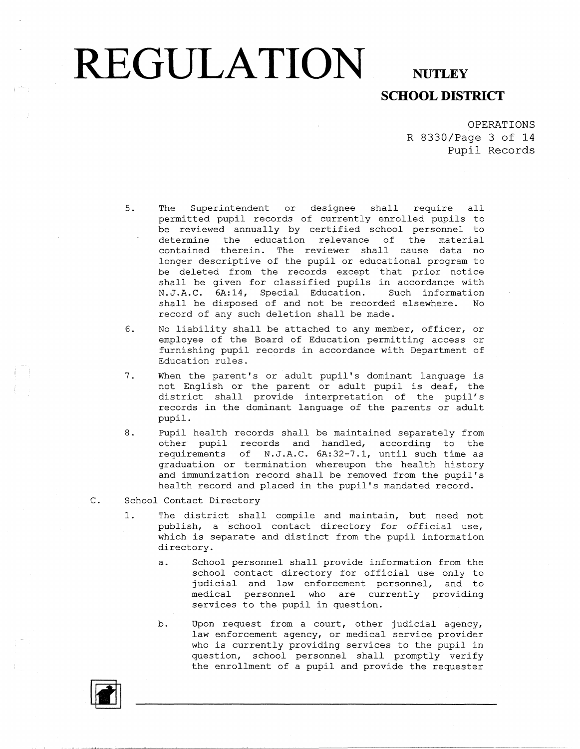5. The Superintendent or designee shall require all permitted pupil records of currently enrolled pupils to be reviewed annually by certified school personnel to determine the education relevance of the material contained therein. The reviewer shall cause data no longer descriptive of the pupil or educational program to be deleted from the records except that prior notice shall be given for classified pupils in accordance with N.J.A.C. 6A:14, Special Education. Such information shall be disposed of and not be recorded elsewhere. No record of any such deletion shall be made.

6. No liability shall be attached to any member, officer, or employee of the Board of Education permitting access or furnishing pupil records in accordance with Department of Education rules.

7. When the parent's or adult pupil's dominant language is not English or the parent or adult pupil is deaf, the district shall provide interpretation of the pupil's records in the dominant language of the parents or adult pupil.

8. Pupil health records shall be maintained separately from other pupil records and handled, according to the requirements of N.J.A.C. 6A:32-7.1, until such time as graduation or termination whereupon the health history and immunization record shall be removed from the pupil's health record and placed in the pupil's mandated record.

C. School Contact Directory

1. The district shall compile and maintain, but need not publish, a school contact directory for official use, which is separate and distinct from the pupil information directory.

    a. School personnel shall provide information from the school contact directory for official use only to judicial and law enforcement personnel, and to medical personnel who are currently providing services to the pupil in question.

    b. Upon request from a court, other judicial agency, law enforcement agency, or medical service provider who is currently providing services to the pupil in question, school personnel shall promptly verify the enrollment of a pupil and provide the requester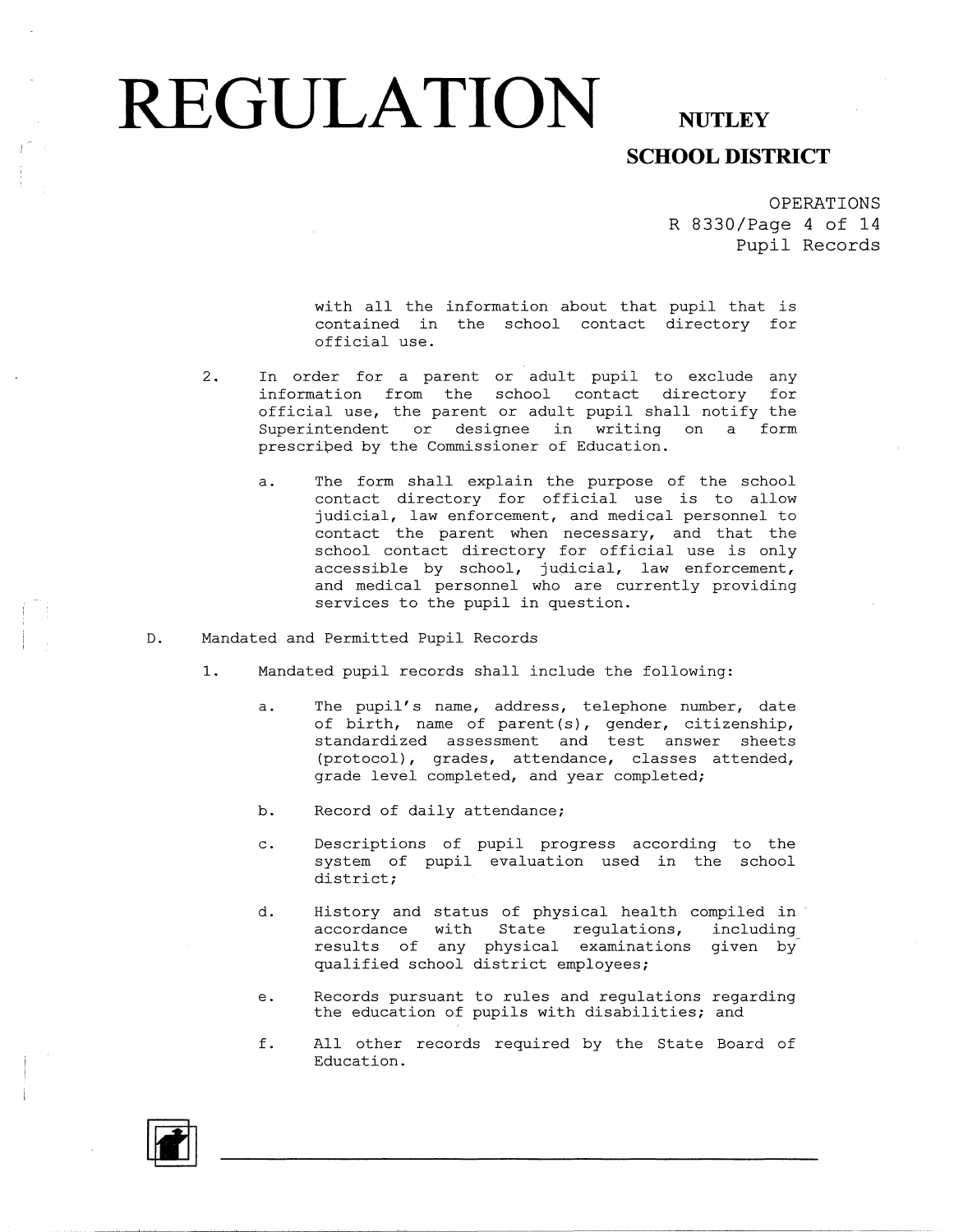with all the information about that pupil that is contained in the school contact directory for official use.

2. In order for a parent or adult pupil to exclude any information from the school contact directory for official use, the parent or adult pupil shall notify the Superintendent or designee in writing on a form prescribed by the Commissioner of Education.

   a. The form shall explain the purpose of the school contact directory for official use is to allow judicial, law enforcement, and medical personnel to contact the parent when necessary, and that the school contact directory for official use is only accessible by school, judicial, law enforcement, and medical personnel who are currently providing services to the pupil in question.

D. Mandated and Permitted Pupil Records

1. Mandated pupil records shall include the following:

   a. The pupil's name, address, telephone number, date of birth, name of parent(s), gender, citizenship, standardized assessment and test answer sheets (protocol), grades, attendance, classes attended, grade level completed, and year completed;

   b. Record of daily attendance;

   c. Descriptions of pupil progress according to the system of pupil evaluation used in the school district;

   d. History and status of physical health compiled in accordance with State regulations, including results of any physical examinations given by qualified school district employees;

   e. Records pursuant to rules and regulations regarding the education of pupils with disabilities; and

   f. All other records required by the State Board of Education.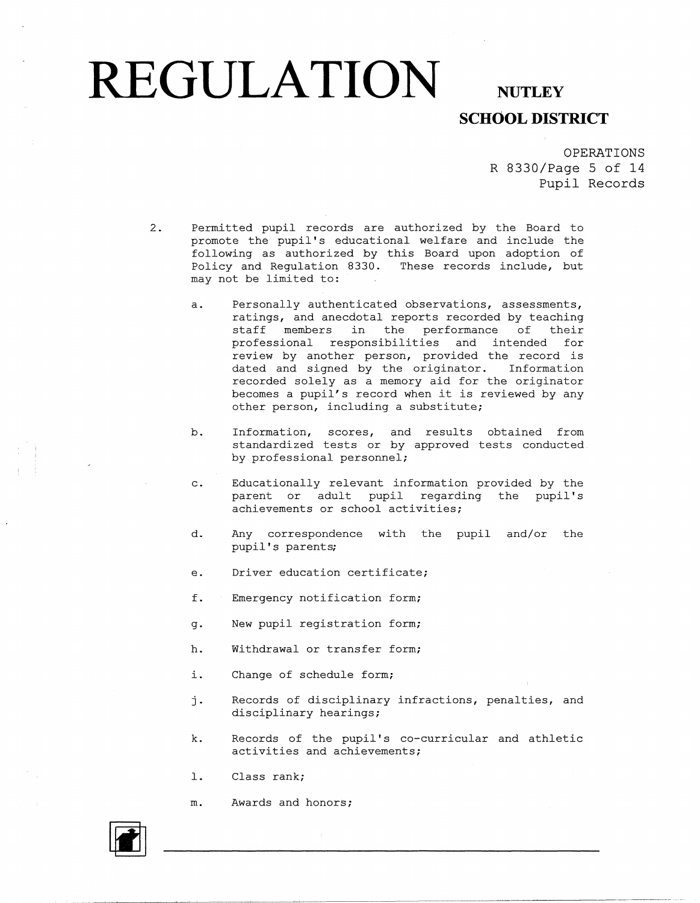2. Permitted pupil records are authorized by the Board to promote the pupil's educational welfare and include the following as authorized by this Board upon adoption of Policy and Regulation 8330. These records include, but may not be limited to:

   a. Personally authenticated observations, assessments, ratings, and anecdotal reports recorded by teaching staff members in the performance of their professional responsibilities and intended for review by another person, provided the record is dated and signed by the originator. Information recorded solely as a memory aid for the originator becomes a pupil's record when it is reviewed by any other person, including a substitute;

   b. Information, scores, and results obtained from standardized tests or by approved tests conducted by professional personnel;

   c. Educationally relevant information provided by the parent or adult pupil regarding the pupil's achievements or school activities;

   d. Any correspondence with the pupil and/or the pupil's parents;

   e. Driver education certificate;

   f. Emergency notification form;

   g. New pupil registration form;

   h. Withdrawal or transfer form;

   i. Change of schedule form;

   j. Records of disciplinary infractions, penalties, and disciplinary hearings;

   k. Records of the pupil's co-curricular and athletic activities and achievements;

   l. Class rank;

   m. Awards and honors;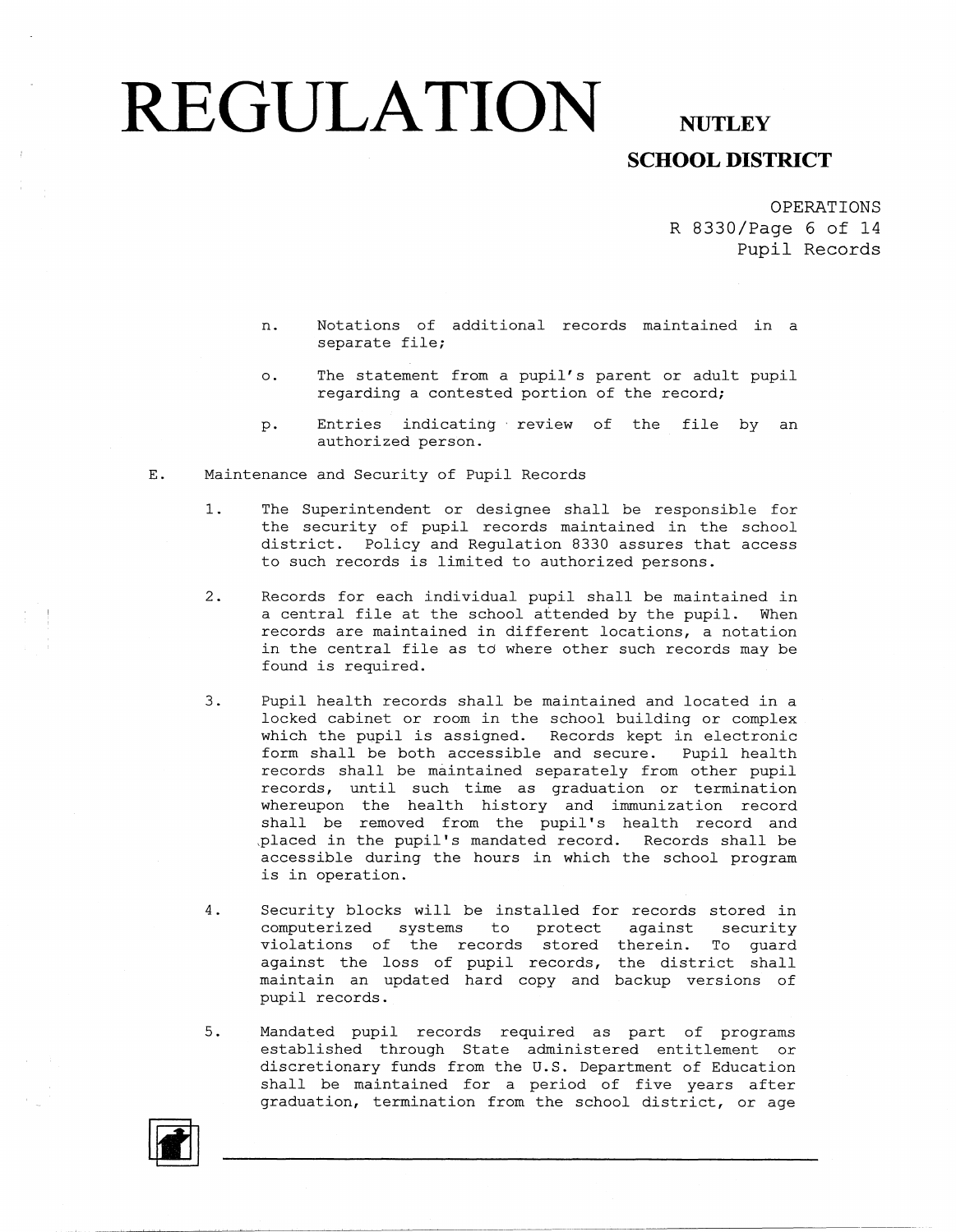n. Notations of additional records maintained in a separate file;

o. The statement from a pupil's parent or adult pupil regarding a contested portion of the record;

p. Entries indicating review of the file by an authorized person.

E. Maintenance and Security of Pupil Records

1. The Superintendent or designee shall be responsible for the security of pupil records maintained in the school district. Policy and Regulation 8330 assures that access to such records is limited to authorized persons.

2. Records for each individual pupil shall be maintained in a central file at the school attended by the pupil. When records are maintained in different locations, a notation in the central file as to where other such records may be found is required.

3. Pupil health records shall be maintained and located in a locked cabinet or room in the school building or complex which the pupil is assigned. Records kept in electronic form shall be both accessible and secure. Pupil health records shall be maintained separately from other pupil records, until such time as graduation or termination whereupon the health history and immunization record shall be removed from the pupil's health record and placed in the pupil's mandated record. Records shall be accessible during the hours in which the school program is in operation.

4. Security blocks will be installed for records stored in computerized systems to protect against security violations of the records stored therein. To guard against the loss of pupil records, the district shall maintain an updated hard copy and backup versions of pupil records.

5. Mandated pupil records required as part of programs established through State administered entitlement or discretionary funds from the U.S. Department of Education shall be maintained for a period of five years after graduation, termination from the school district, or age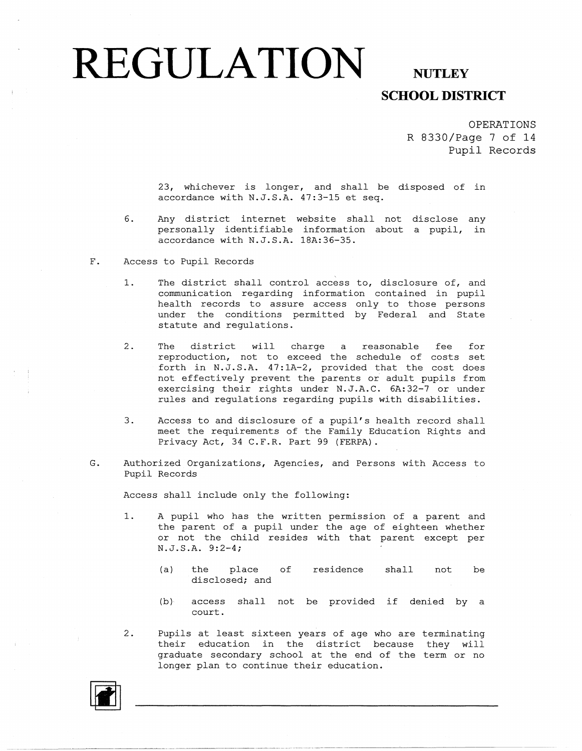23, whichever is longer, and shall be disposed of in accordance with N.J.S.A. 47:3-15 et seq.

6. Any district internet website shall not disclose any personally identifiable information about a pupil, in accordance with N.J.S.A. 18A:36-35.

F. Access to Pupil Records

1. The district shall control access to, disclosure of, and communication regarding information contained in pupil health records to assure access only to those persons under the conditions permitted by Federal and State statute and regulations.

2. The district will charge a reasonable fee for reproduction, not to exceed the schedule of costs set forth in N.J.S.A. 47:1A-2, provided that the cost does not effectively prevent the parents or adult pupils from exercising their rights under N.J.A.C. 6A:32-7 or under rules and regulations regarding pupils with disabilities.

3. Access to and disclosure of a pupil's health record shall meet the requirements of the Family Education Rights and Privacy Act, 34 C.F.R. Part 99 (FERPA).

G. Authorized Organizations, Agencies, and Persons with Access to Pupil Records

Access shall include only the following:

1. A pupil who has the written permission of a parent and the parent of a pupil under the age of eighteen whether or not the child resides with that parent except per N.J.S.A. 9:2-4;

   (a) the place of residence shall not be disclosed; and

   (b) access shall not be provided if denied by a court.

2. Pupils at least sixteen years of age who are terminating their education in the district because they will graduate secondary school at the end of the term or no longer plan to continue their education.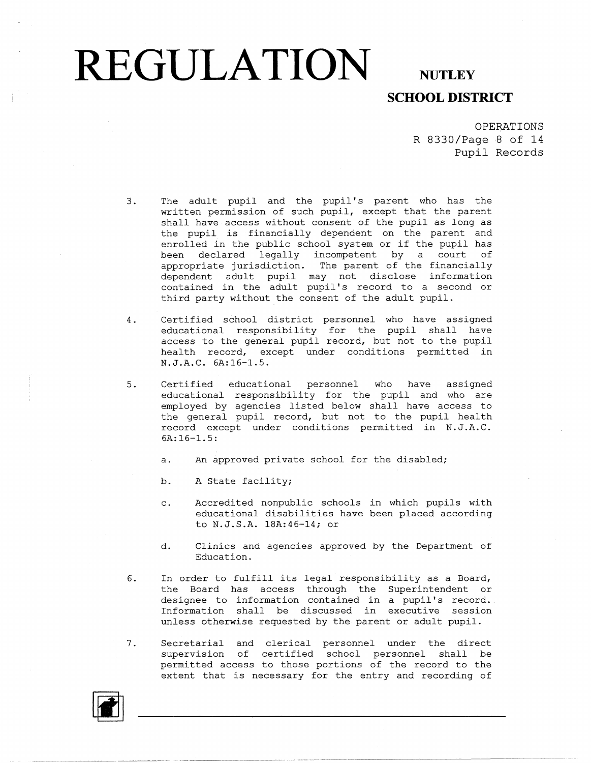3. The adult pupil and the pupil's parent who has the written permission of such pupil, except that the parent shall have access without consent of the pupil as long as the pupil is financially dependent on the parent and enrolled in the public school system or if the pupil has been declared legally incompetent by a court of appropriate jurisdiction. The parent of the financially dependent adult pupil may not disclose information contained in the adult pupil's record to a second or third party without the consent of the adult pupil.

4. Certified school district personnel who have assigned educational responsibility for the pupil shall have access to the general pupil record, but not to the pupil health record, except under conditions permitted in N.J.A.C. 6A:16-1.5.

5. Certified educational personnel who have assigned educational responsibility for the pupil and who are employed by agencies listed below shall have access to the general pupil record, but not to the pupil health record except under conditions permitted in N.J.A.C. 6A:16-1.5:

   a. An approved private school for the disabled;

   b. A State facility;

   c. Accredited nonpublic schools in which pupils with educational disabilities have been placed according to N.J.S.A. 18A:46-14; or

   d. Clinics and agencies approved by the Department of Education.

6. In order to fulfill its legal responsibility as a Board, the Board has access through the Superintendent or designee to information contained in a pupil's record. Information shall be discussed in executive session unless otherwise requested by the parent or adult pupil.

7. Secretarial and clerical personnel under the direct supervision of certified school personnel shall be permitted access to those portions of the record to the extent that is necessary for the entry and recording of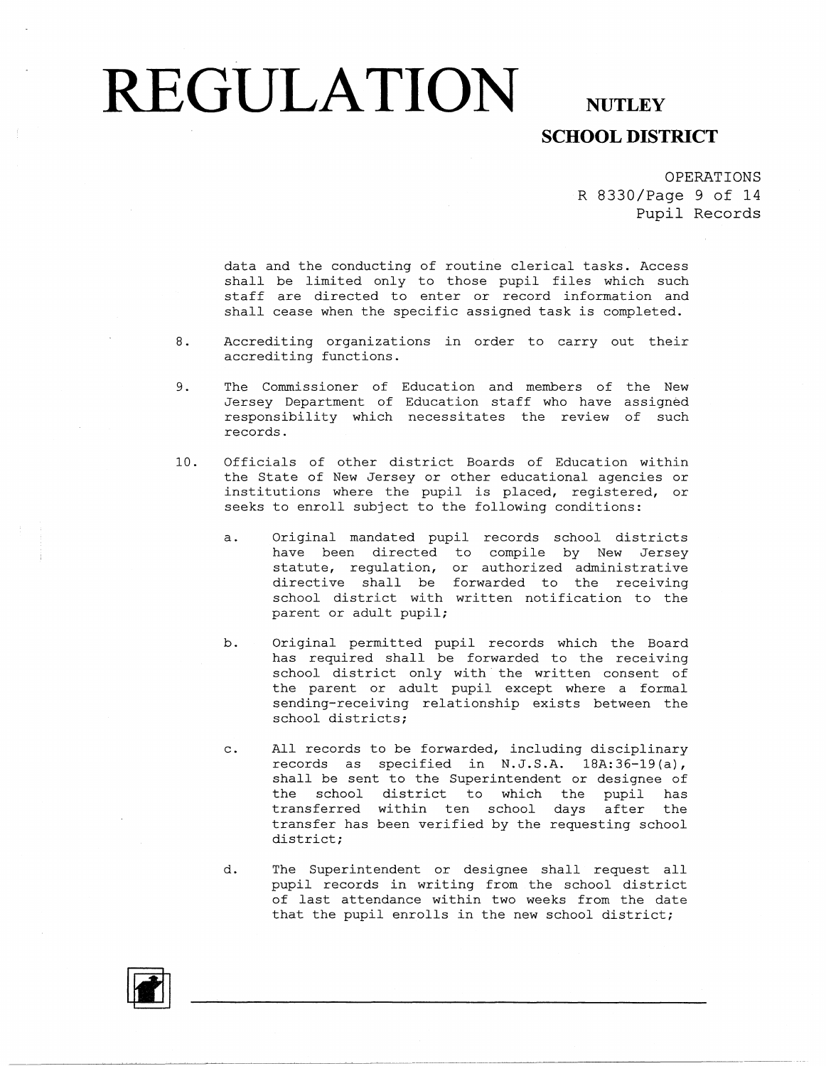data and the conducting of routine clerical tasks. Access shall be limited only to those pupil files which such staff are directed to enter or record information and shall cease when the specific assigned task is completed.

8. Accrediting organizations in order to carry out their accrediting functions.

9. The Commissioner of Education and members of the New Jersey Department of Education staff who have assigned responsibility which necessitates the review of such records.

10. Officials of other district Boards of Education within the State of New Jersey or other educational agencies or institutions where the pupil is placed, registered, or seeks to enroll subject to the following conditions:

    a. Original mandated pupil records school districts have been directed to compile by New Jersey statute, regulation, or authorized administrative directive shall be forwarded to the receiving school district with written notification to the parent or adult pupil;

    b. Original permitted pupil records which the Board has required shall be forwarded to the receiving school district only with the written consent of the parent or adult pupil except where a formal sending-receiving relationship exists between the school districts;

    c. All records to be forwarded, including disciplinary records as specified in N.J.S.A. 18A:36-19(a), shall be sent to the Superintendent or designee of the school district to which the pupil has transferred within ten school days after the transfer has been verified by the requesting school district;

    d. The Superintendent or designee shall request all pupil records in writing from the school district of last attendance within two weeks from the date that the pupil enrolls in the new school district;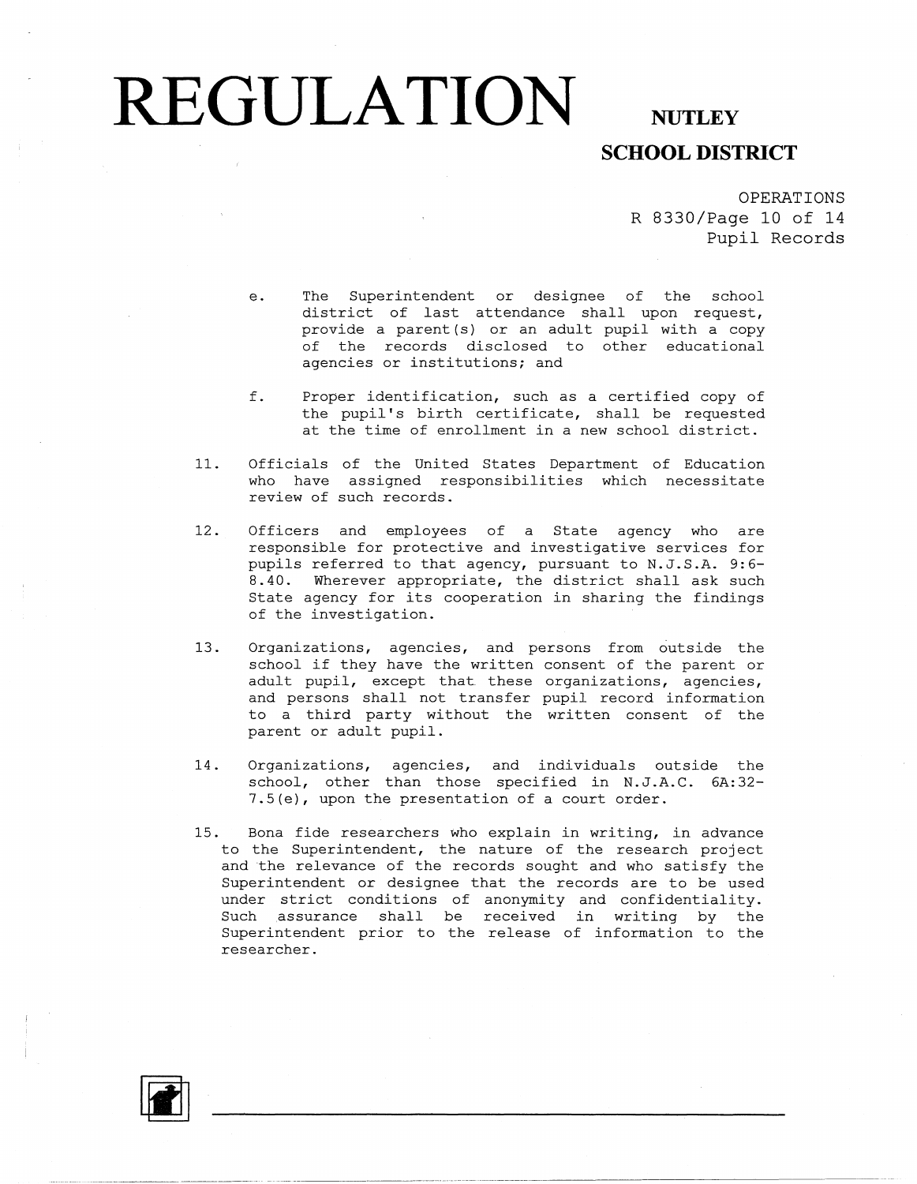e. The Superintendent or designee of the school district of last attendance shall upon request, provide a parent(s) or an adult pupil with a copy of the records disclosed to other educational agencies or institutions; and

f. Proper identification, such as a certified copy of the pupil's birth certificate, shall be requested at the time of enrollment in a new school district.

11. Officials of the United States Department of Education who have assigned responsibilities which necessitate review of such records.

12. Officers and employees of a State agency who are responsible for protective and investigative services for pupils referred to that agency, pursuant to N.J.S.A. 9:6-8.40. Wherever appropriate, the district shall ask such State agency for its cooperation in sharing the findings of the investigation.

13. Organizations, agencies, and persons from outside the school if they have the written consent of the parent or adult pupil, except that these organizations, agencies, and persons shall not transfer pupil record information to a third party without the written consent of the parent or adult pupil.

14. Organizations, agencies, and individuals outside the school, other than those specified in N.J.A.C. 6A:32-7.5(e), upon the presentation of a court order.

15. Bona fide researchers who explain in writing, in advance to the Superintendent, the nature of the research project and the relevance of the records sought and who satisfy the Superintendent or designee that the records are to be used under strict conditions of anonymity and confidentiality. Such assurance shall be received in writing by the Superintendent prior to the release of information to the researcher.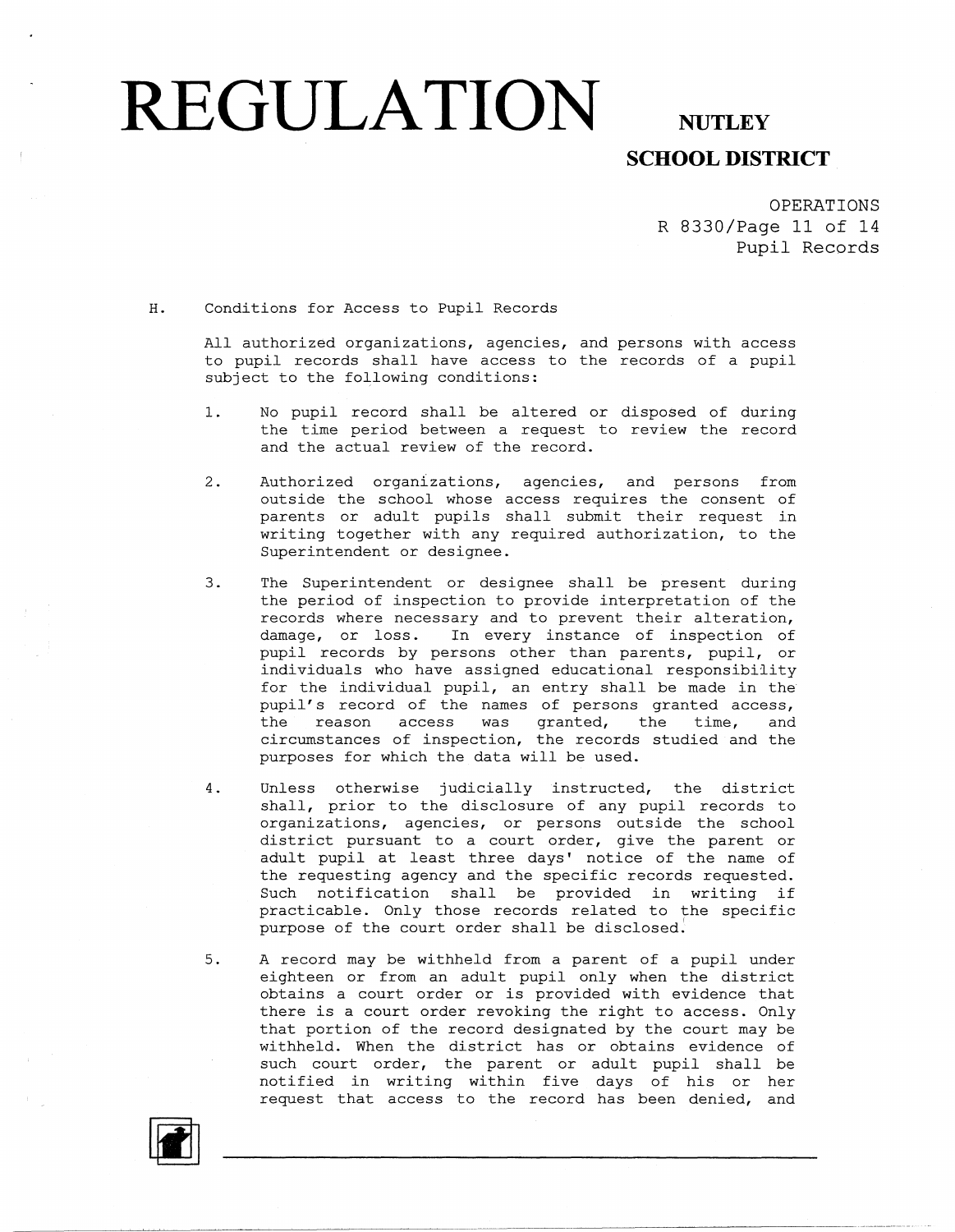H. Conditions for Access to Pupil Records

All authorized organizations, agencies, and persons with access to pupil records shall have access to the records of a pupil subject to the following conditions:

1. No pupil record shall be altered or disposed of during the time period between a request to review the record and the actual review of the record.

2. Authorized organizations, agencies, and persons from outside the school whose access requires the consent of parents or adult pupils shall submit their request in writing together with any required authorization, to the Superintendent or designee.

3. The Superintendent or designee shall be present during the period of inspection to provide interpretation of the records where necessary and to prevent their alteration, damage, or loss. In every instance of inspection of pupil records by persons other than parents, pupil, or individuals who have assigned educational responsibility for the individual pupil, an entry shall be made in the pupil's record of the names of persons granted access, the reason access was granted, the time, and circumstances of inspection, the records studied and the purposes for which the data will be used.

4. Unless otherwise judicially instructed, the district shall, prior to the disclosure of any pupil records to organizations, agencies, or persons outside the school district pursuant to a court order, give the parent or adult pupil at least three days' notice of the name of the requesting agency and the specific records requested. Such notification shall be provided in writing if practicable. Only those records related to the specific purpose of the court order shall be disclosed.

5. A record may be withheld from a parent of a pupil under eighteen or from an adult pupil only when the district obtains a court order or is provided with evidence that there is a court order revoking the right to access. Only that portion of the record designated by the court may be withheld. When the district has or obtains evidence of such court order, the parent or adult pupil shall be notified in writing within five days of his or her request that access to the record has been denied, and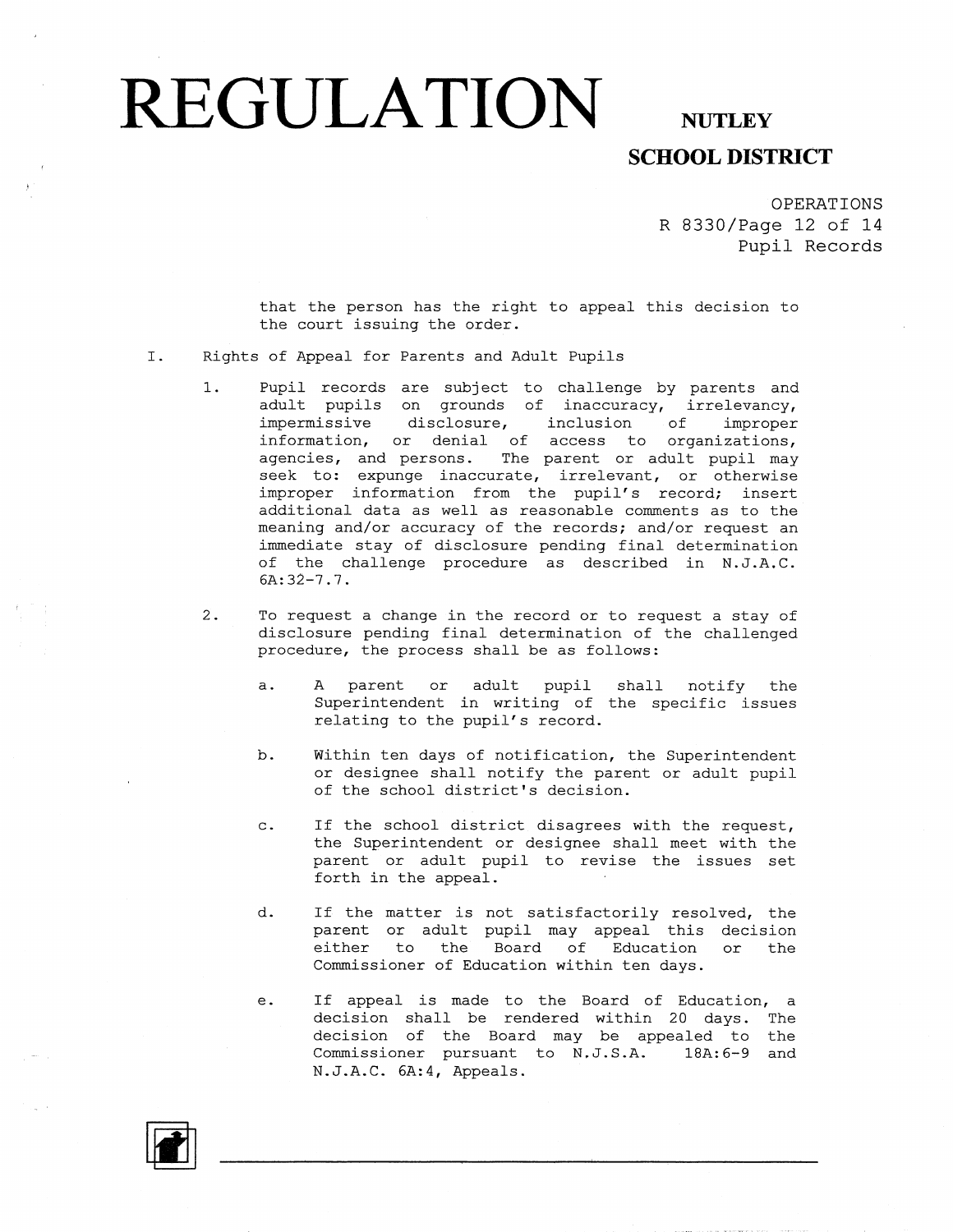that the person has the right to appeal this decision to the court issuing the order.

I. Rights of Appeal for Parents and Adult Pupils

1. Pupil records are subject to challenge by parents and adult pupils on grounds of inaccuracy, irrelevancy, impermissive disclosure, inclusion of improper information, or denial of access to organizations, agencies, and persons. The parent or adult pupil may seek to: expunge inaccurate, irrelevant, or otherwise improper information from the pupil's record; insert additional data as well as reasonable comments as to the meaning and/or accuracy of the records; and/or request an immediate stay of disclosure pending final determination of the challenge procedure as described in N.J.A.C. 6A:32-7.7.

2. To request a change in the record or to request a stay of disclosure pending final determination of the challenged procedure, the process shall be as follows:

   a. A parent or adult pupil shall notify the Superintendent in writing of the specific issues relating to the pupil's record.

   b. Within ten days of notification, the Superintendent or designee shall notify the parent or adult pupil of the school district's decision.

   c. If the school district disagrees with the request, the Superintendent or designee shall meet with the parent or adult pupil to revise the issues set forth in the appeal.

   d. If the matter is not satisfactorily resolved, the parent or adult pupil may appeal this decision either to the Board of Education or the Commissioner of Education within ten days.

   e. If appeal is made to the Board of Education, a decision shall be rendered within 20 days. The decision of the Board may be appealed to the Commissioner pursuant to N.J.S.A. 18A:6-9 and N.J.A.C. 6A:4, Appeals.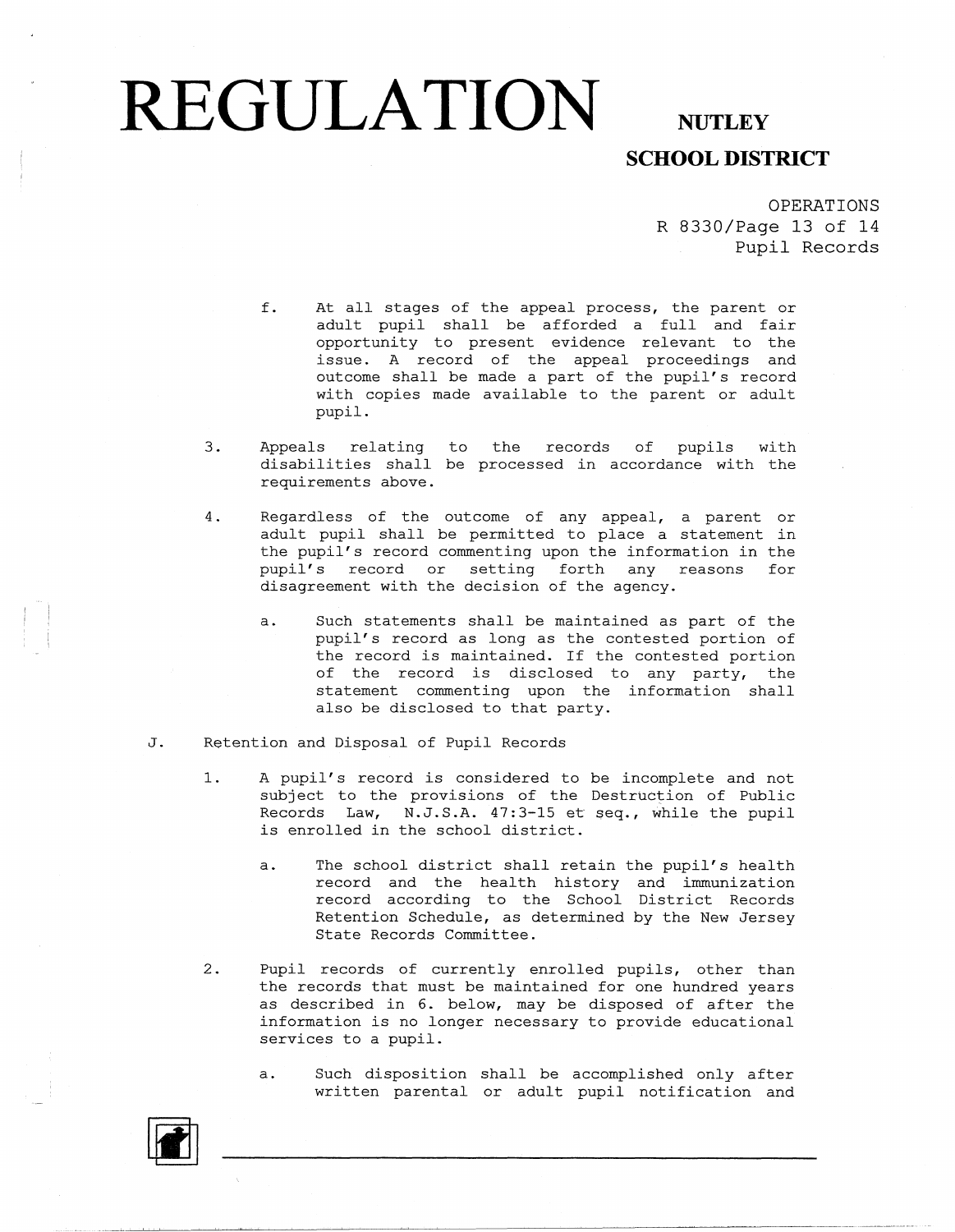f. At all stages of the appeal process, the parent or adult pupil shall be afforded a full and fair opportunity to present evidence relevant to the issue. A record of the appeal proceedings and outcome shall be made a part of the pupil's record with copies made available to the parent or adult pupil.

3. Appeals relating to the records of pupils with disabilities shall be processed in accordance with the requirements above.

4. Regardless of the outcome of any appeal, a parent or adult pupil shall be permitted to place a statement in the pupil's record commenting upon the information in the pupil's record or setting forth any reasons for disagreement with the decision of the agency.

   a. Such statements shall be maintained as part of the pupil's record as long as the contested portion of the record is maintained. If the contested portion of the record is disclosed to any party, the statement commenting upon the information shall also be disclosed to that party.

J. Retention and Disposal of Pupil Records

1. A pupil's record is considered to be incomplete and not subject to the provisions of the Destruction of Public Records Law, N.J.S.A. 47:3-15 et seq., while the pupil is enrolled in the school district.

   a. The school district shall retain the pupil's health record and the health history and immunization record according to the School District Records Retention Schedule, as determined by the New Jersey State Records Committee.

2. Pupil records of currently enrolled pupils, other than the records that must be maintained for one hundred years as described in 6. below, may be disposed of after the information is no longer necessary to provide educational services to a pupil.

   a. Such disposition shall be accomplished only after written parental or adult pupil notification and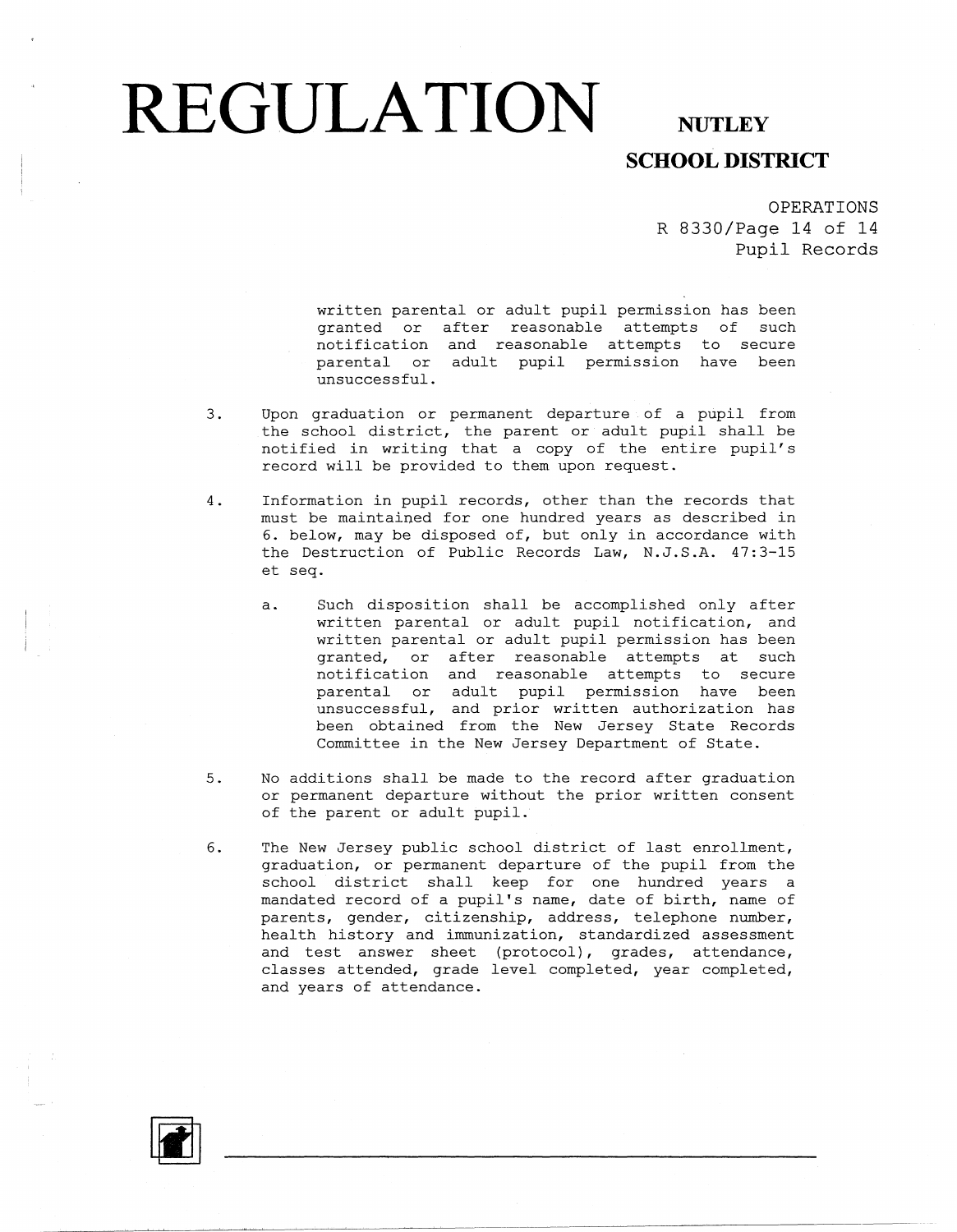written parental or adult pupil permission has been granted or after reasonable attempts of such notification and reasonable attempts to secure parental or adult pupil permission have been unsuccessful.

3. Upon graduation or permanent departure of a pupil from the school district, the parent or adult pupil shall be notified in writing that a copy of the entire pupil's record will be provided to them upon request.

4. Information in pupil records, other than the records that must be maintained for one hundred years as described in 6. below, may be disposed of, but only in accordance with the Destruction of Public Records Law, N.J.S.A. 47:3-15 et seq.

   a. Such disposition shall be accomplished only after written parental or adult pupil notification, and written parental or adult pupil permission has been granted, or after reasonable attempts at such notification and reasonable attempts to secure parental or adult pupil permission have been unsuccessful, and prior written authorization has been obtained from the New Jersey State Records Committee in the New Jersey Department of State.

5. No additions shall be made to the record after graduation or permanent departure without the prior written consent of the parent or adult pupil.

6. The New Jersey public school district of last enrollment, graduation, or permanent departure of the pupil from the school district shall keep for one hundred years a mandated record of a pupil's name, date of birth, name of parents, gender, citizenship, address, telephone number, health history and immunization, standardized assessment and test answer sheet (protocol), grades, attendance, classes attended, grade level completed, year completed, and years of attendance.